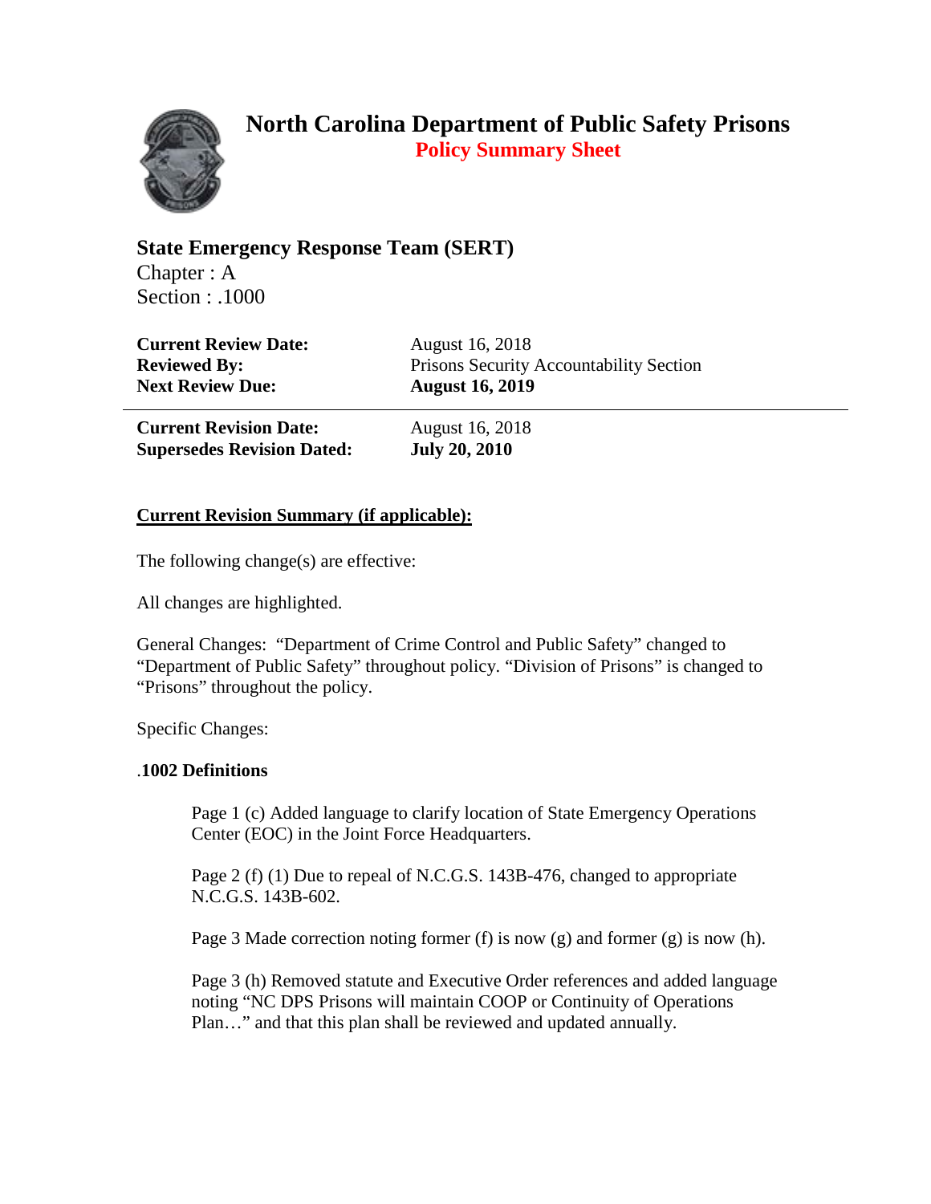# North Carolina Department of Public Safety Prisons

## Policy Summary Sheet

### State Emergency Response Team (SERT)

Chapter : A
Section : .1000

| | |
|---|---|
| **Current Review Date:** | August 16, 2018 |
| **Reviewed By:** | Prisons Security Accountability Section |
| **Next Review Due:** | **August 16, 2019** |

| | |
|---|---|
| **Current Revision Date:** | August 16, 2018 |
| **Supersedes Revision Dated:** | **July 20, 2010** |

**Current Revision Summary (if applicable):**

The following change(s) are effective:

All changes are highlighted.

General Changes: "Department of Crime Control and Public Safety" changed to "Department of Public Safety" throughout policy. "Division of Prisons" is changed to "Prisons" throughout the policy.

Specific Changes:

.**1002 Definitions**

> Page 1 (c) Added language to clarify location of State Emergency Operations Center (EOC) in the Joint Force Headquarters.
>
> Page 2 (f) (1) Due to repeal of N.C.G.S. 143B-476, changed to appropriate N.C.G.S. 143B-602.
>
> Page 3 Made correction noting former (f) is now (g) and former (g) is now (h).
>
> Page 3 (h) Removed statute and Executive Order references and added language noting "NC DPS Prisons will maintain COOP or Continuity of Operations Plan…" and that this plan shall be reviewed and updated annually.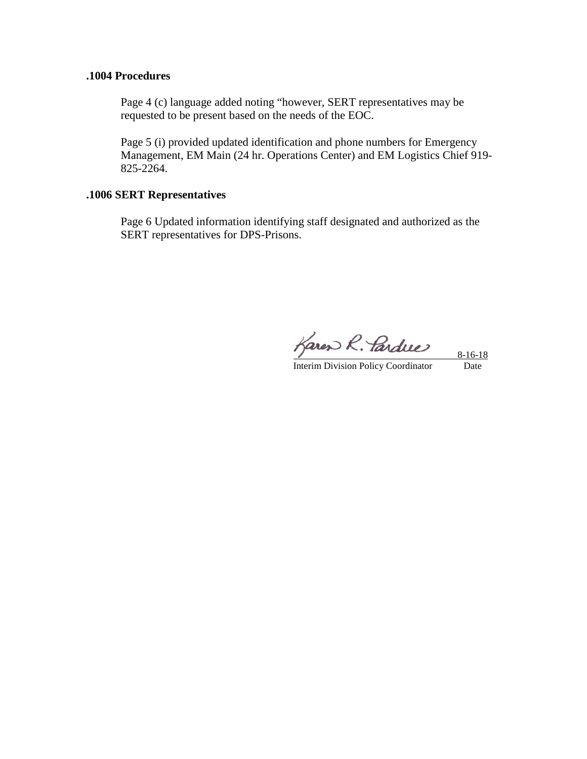### .1004 Procedures

Page 4 (c) language added noting "however, SERT representatives may be requested to be present based on the needs of the EOC.

Page 5 (i) provided updated identification and phone numbers for Emergency Management, EM Main (24 hr. Operations Center) and EM Logistics Chief 919-825-2264.

### .1006 SERT Representatives

Page 6 Updated information identifying staff designated and authorized as the SERT representatives for DPS-Prisons.

Karen R. Pardue 8-16-18

Interim Division Policy Coordinator Date